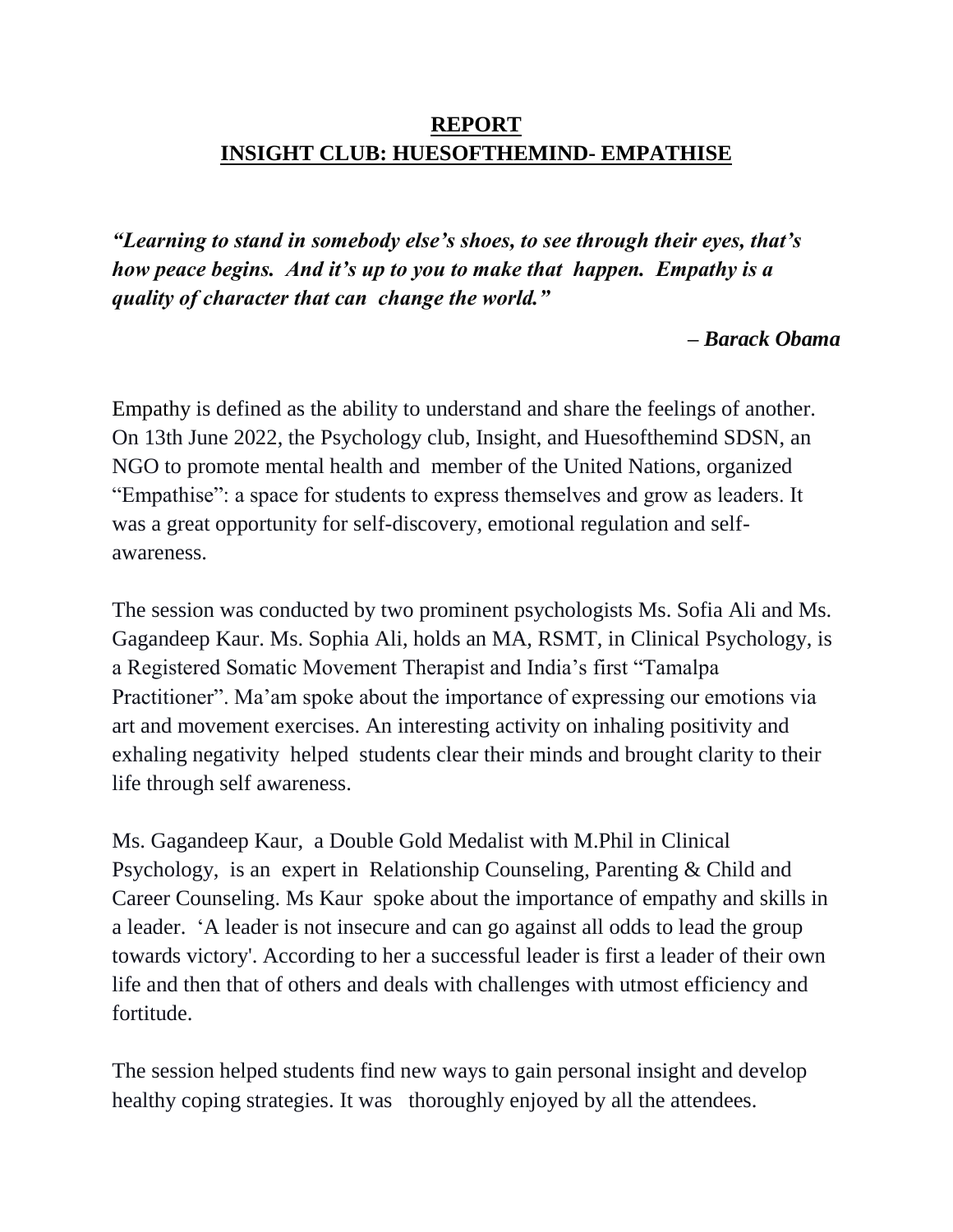# REPORT
# INSIGHT CLUB: HUESOFTHEMIND- EMPATHISE

***"Learning to stand in somebody else's shoes, to see through their eyes, that's how peace begins. And it's up to you to make that happen. Empathy is a quality of character that can change the world."***

***– Barack Obama***

Empathy is defined as the ability to understand and share the feelings of another. On 13th June 2022, the Psychology club, Insight, and Huesofthemind SDSN, an NGO to promote mental health and member of the United Nations, organized "Empathise": a space for students to express themselves and grow as leaders. It was a great opportunity for self-discovery, emotional regulation and self-awareness.

The session was conducted by two prominent psychologists Ms. Sofia Ali and Ms. Gagandeep Kaur. Ms. Sophia Ali, holds an MA, RSMT, in Clinical Psychology, is a Registered Somatic Movement Therapist and India's first "Tamalpa Practitioner". Ma'am spoke about the importance of expressing our emotions via art and movement exercises. An interesting activity on inhaling positivity and exhaling negativity helped students clear their minds and brought clarity to their life through self awareness.

Ms. Gagandeep Kaur, a Double Gold Medalist with M.Phil in Clinical Psychology, is an expert in Relationship Counseling, Parenting & Child and Career Counseling. Ms Kaur spoke about the importance of empathy and skills in a leader. 'A leader is not insecure and can go against all odds to lead the group towards victory'. According to her a successful leader is first a leader of their own life and then that of others and deals with challenges with utmost efficiency and fortitude.

The session helped students find new ways to gain personal insight and develop healthy coping strategies. It was thoroughly enjoyed by all the attendees.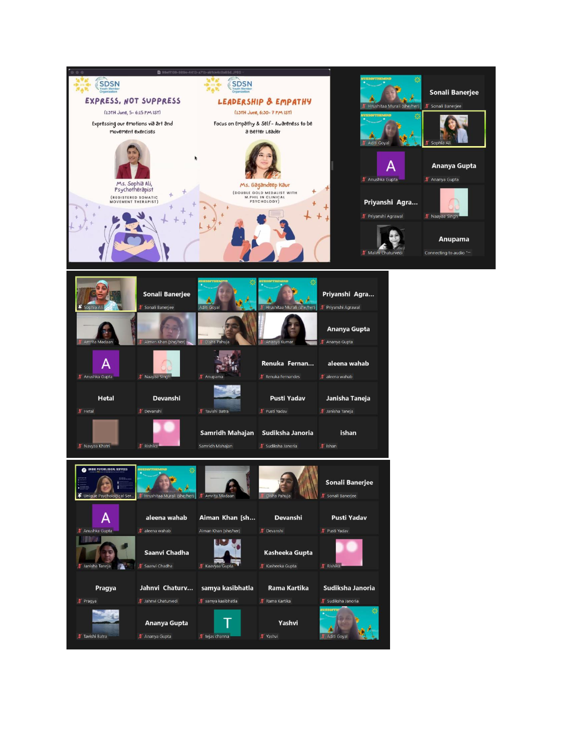SDSN Youth Member Organization

**EXPRESS, NOT SUPPRESS**

(13TH June, 5- 6:15 PM IST)

Expressing our emotions via art and movement exercises

Ms. Sophia Ali, Psychotherapist

(REGISTERED SOMATIC MOVEMENT THERAPIST)

SDSN Youth Member Organization

**LEADERSHIP & EMPATHY**

(13TH June, 6:30- 7 PM IST)

Focus on Empathy & Self- Awareness to be a Better Leader

Ms. Gagandeep Kaur

(DOUBLE GOLD MEDALIST WITH M.PHIL IN CLINICAL PSYCHOLOGY)